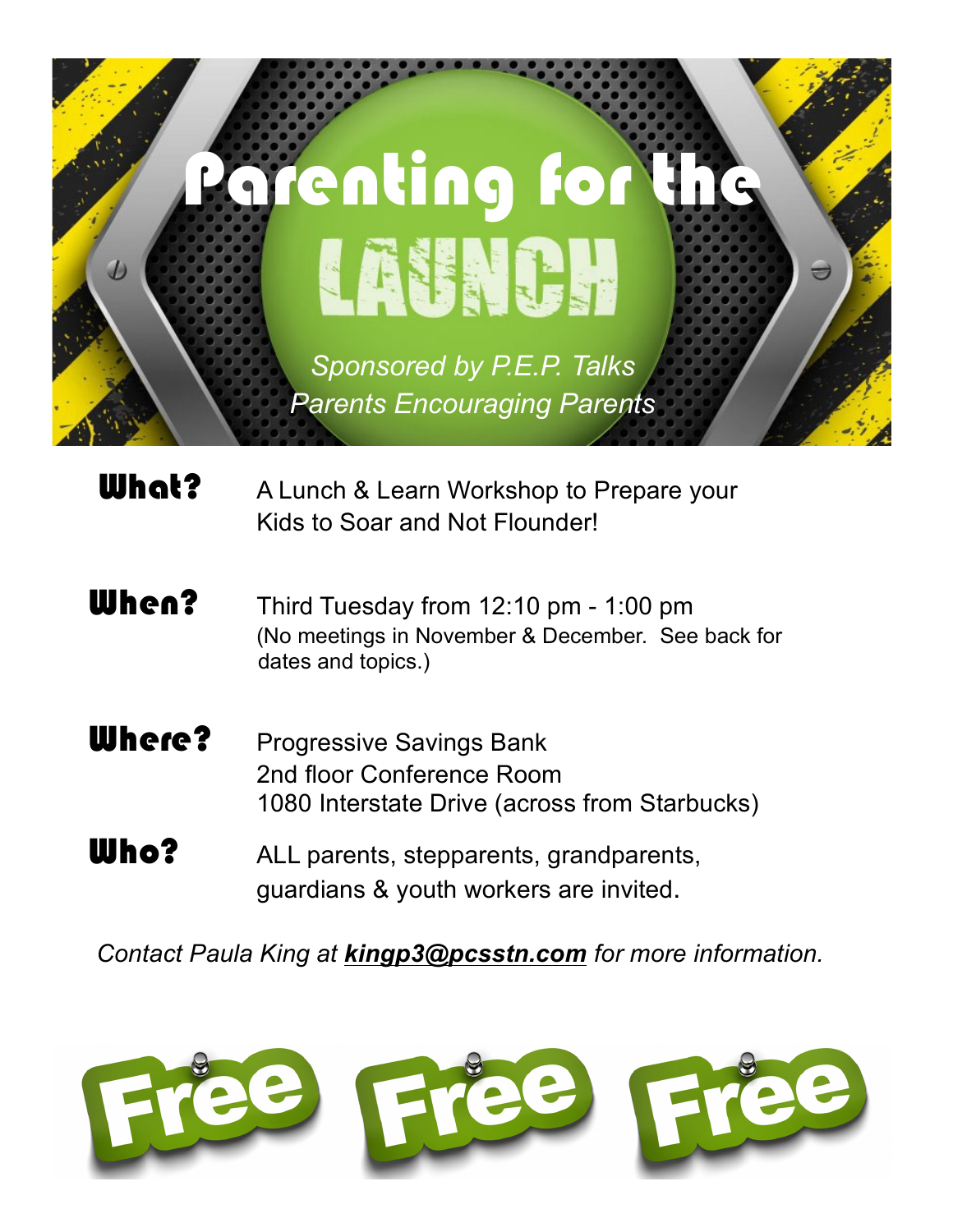# Parenting for the LAUNCH

*Sponsored by P.E.P. Talks*
*Parents Encouraging Parents*

**What?** A Lunch & Learn Workshop to Prepare your Kids to Soar and Not Flounder!

**When?** Third Tuesday from 12:10 pm - 1:00 pm
(No meetings in November & December. See back for dates and topics.)

**Where?** Progressive Savings Bank
2nd floor Conference Room
1080 Interstate Drive (across from Starbucks)

**Who?** ALL parents, stepparents, grandparents, guardians & youth workers are invited.

*Contact Paula King at **kingp3@pcsstn.com** for more information.*

Free Free Free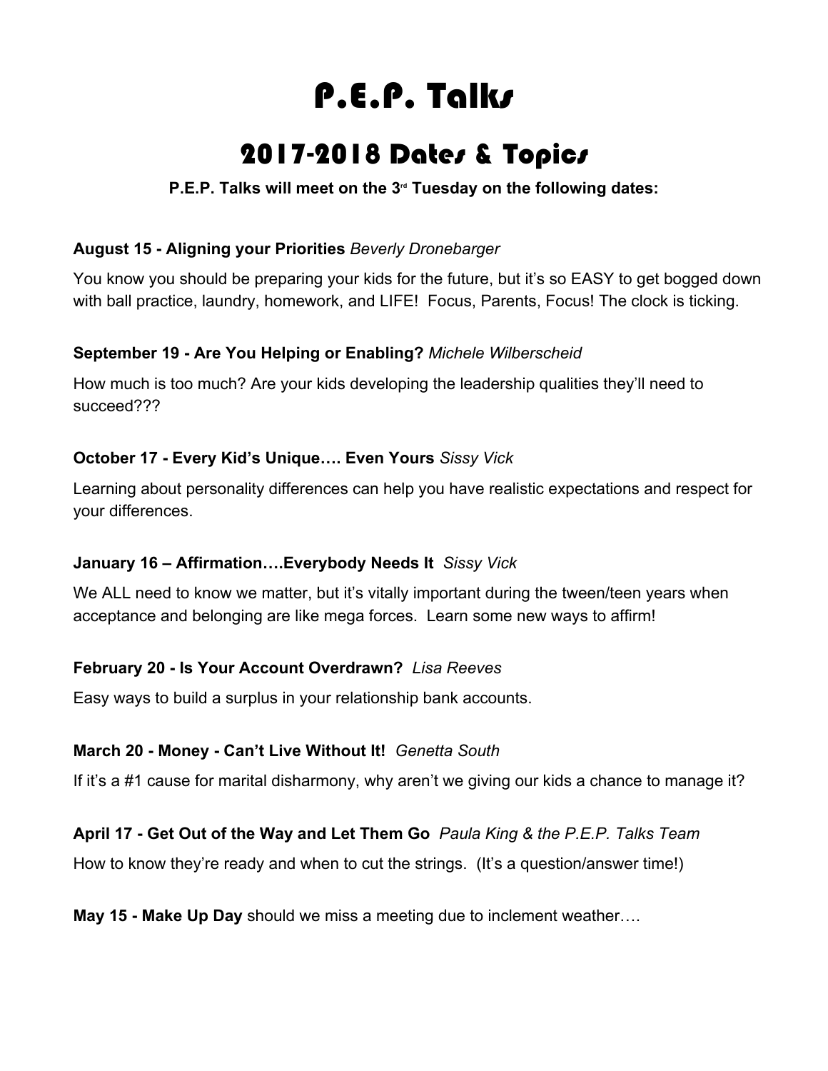# P.E.P. Talks

## 2017-2018 Dates & Topics

**P.E.P. Talks will meet on the 3rd Tuesday on the following dates:**

**August 15 - Aligning your Priorities** *Beverly Dronebarger*

You know you should be preparing your kids for the future, but it's so EASY to get bogged down with ball practice, laundry, homework, and LIFE! Focus, Parents, Focus! The clock is ticking.

**September 19 - Are You Helping or Enabling?** *Michele Wilberscheid*

How much is too much? Are your kids developing the leadership qualities they'll need to succeed???

**October 17 - Every Kid's Unique…. Even Yours** *Sissy Vick*

Learning about personality differences can help you have realistic expectations and respect for your differences.

**January 16 – Affirmation….Everybody Needs It** *Sissy Vick*

We ALL need to know we matter, but it's vitally important during the tween/teen years when acceptance and belonging are like mega forces. Learn some new ways to affirm!

**February 20 - Is Your Account Overdrawn?** *Lisa Reeves*

Easy ways to build a surplus in your relationship bank accounts.

**March 20 - Money - Can't Live Without It!** *Genetta South*

If it's a #1 cause for marital disharmony, why aren't we giving our kids a chance to manage it?

**April 17 - Get Out of the Way and Let Them Go** *Paula King & the P.E.P. Talks Team*

How to know they're ready and when to cut the strings. (It's a question/answer time!)

**May 15 - Make Up Day** should we miss a meeting due to inclement weather….